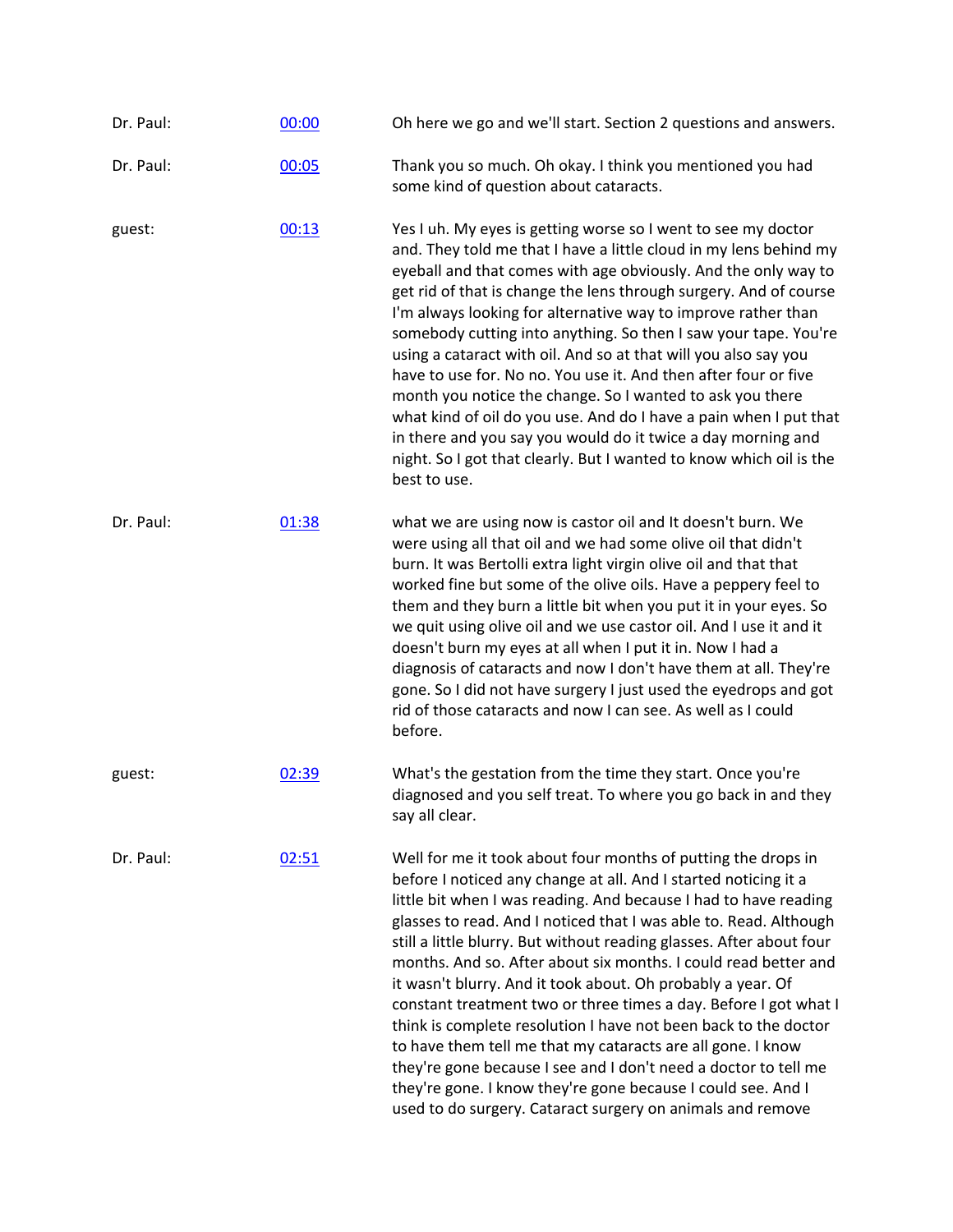| | | |
|---|---|---|
| Dr. Paul: | [00:00]() | Oh here we go and we'll start. Section 2 questions and answers. |
| Dr. Paul: | [00:05]() | Thank you so much. Oh okay. I think you mentioned you had some kind of question about cataracts. |
| guest: | [00:13]() | Yes I uh. My eyes is getting worse so I went to see my doctor and. They told me that I have a little cloud in my lens behind my eyeball and that comes with age obviously. And the only way to get rid of that is change the lens through surgery. And of course I'm always looking for alternative way to improve rather than somebody cutting into anything. So then I saw your tape. You're using a cataract with oil. And so at that will you also say you have to use for. No no. You use it. And then after four or five month you notice the change. So I wanted to ask you there what kind of oil do you use. And do I have a pain when I put that in there and you say you would do it twice a day morning and night. So I got that clearly. But I wanted to know which oil is the best to use. |
| Dr. Paul: | [01:38]() | what we are using now is castor oil and It doesn't burn. We were using all that oil and we had some olive oil that didn't burn. It was Bertolli extra light virgin olive oil and that that worked fine but some of the olive oils. Have a peppery feel to them and they burn a little bit when you put it in your eyes. So we quit using olive oil and we use castor oil. And I use it and it doesn't burn my eyes at all when I put it in. Now I had a diagnosis of cataracts and now I don't have them at all. They're gone. So I did not have surgery I just used the eyedrops and got rid of those cataracts and now I can see. As well as I could before. |
| guest: | [02:39]() | What's the gestation from the time they start. Once you're diagnosed and you self treat. To where you go back in and they say all clear. |
| Dr. Paul: | [02:51]() | Well for me it took about four months of putting the drops in before I noticed any change at all. And I started noticing it a little bit when I was reading. And because I had to have reading glasses to read. And I noticed that I was able to. Read. Although still a little blurry. But without reading glasses. After about four months. And so. After about six months. I could read better and it wasn't blurry. And it took about. Oh probably a year. Of constant treatment two or three times a day. Before I got what I think is complete resolution I have not been back to the doctor to have them tell me that my cataracts are all gone. I know they're gone because I see and I don't need a doctor to tell me they're gone. I know they're gone because I could see. And I used to do surgery. Cataract surgery on animals and remove |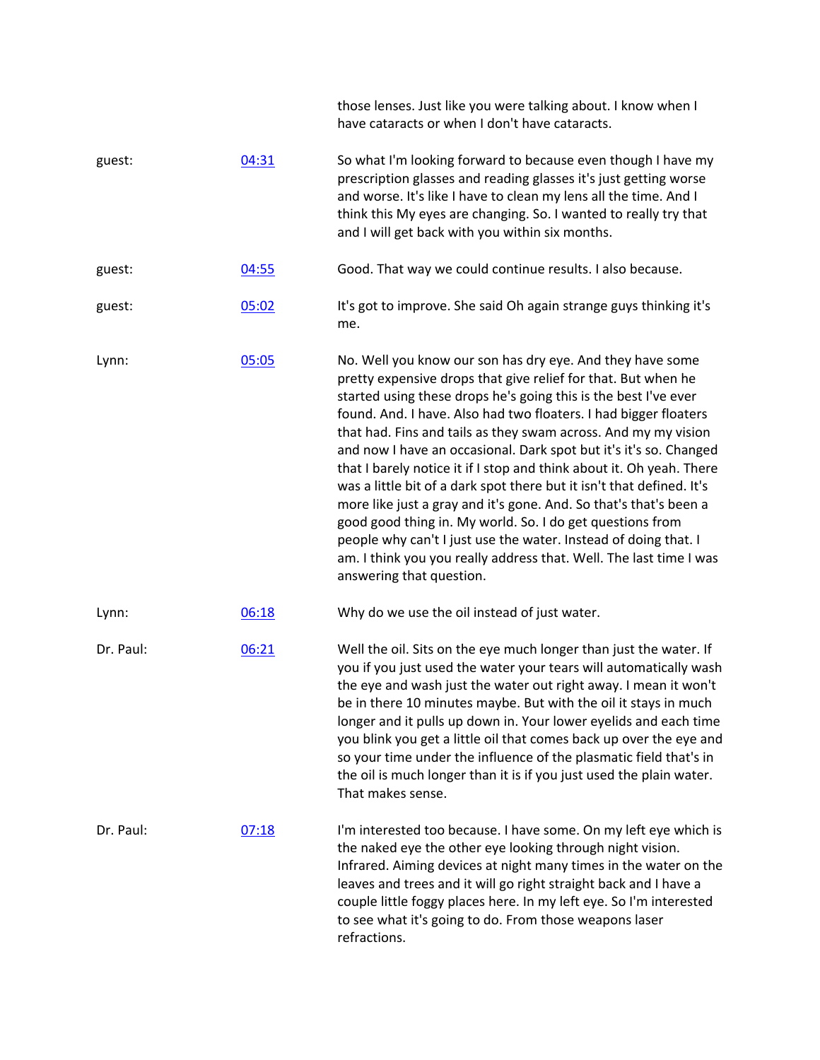those lenses. Just like you were talking about. I know when I have cataracts or when I don't have cataracts.

| | | |
|---|---|---|
| guest: | [04:31]() | So what I'm looking forward to because even though I have my prescription glasses and reading glasses it's just getting worse and worse. It's like I have to clean my lens all the time. And I think this My eyes are changing. So. I wanted to really try that and I will get back with you within six months. |
| guest: | [04:55]() | Good. That way we could continue results. I also because. |
| guest: | [05:02]() | It's got to improve. She said Oh again strange guys thinking it's me. |
| Lynn: | [05:05]() | No. Well you know our son has dry eye. And they have some pretty expensive drops that give relief for that. But when he started using these drops he's going this is the best I've ever found. And. I have. Also had two floaters. I had bigger floaters that had. Fins and tails as they swam across. And my my vision and now I have an occasional. Dark spot but it's it's so. Changed that I barely notice it if I stop and think about it. Oh yeah. There was a little bit of a dark spot there but it isn't that defined. It's more like just a gray and it's gone. And. So that's that's been a good good thing in. My world. So. I do get questions from people why can't I just use the water. Instead of doing that. I am. I think you you really address that. Well. The last time I was answering that question. |
| Lynn: | [06:18]() | Why do we use the oil instead of just water. |
| Dr. Paul: | [06:21]() | Well the oil. Sits on the eye much longer than just the water. If you if you just used the water your tears will automatically wash the eye and wash just the water out right away. I mean it won't be in there 10 minutes maybe. But with the oil it stays in much longer and it pulls up down in. Your lower eyelids and each time you blink you get a little oil that comes back up over the eye and so your time under the influence of the plasmatic field that's in the oil is much longer than it is if you just used the plain water. That makes sense. |
| Dr. Paul: | [07:18]() | I'm interested too because. I have some. On my left eye which is the naked eye the other eye looking through night vision. Infrared. Aiming devices at night many times in the water on the leaves and trees and it will go right straight back and I have a couple little foggy places here. In my left eye. So I'm interested to see what it's going to do. From those weapons laser refractions. |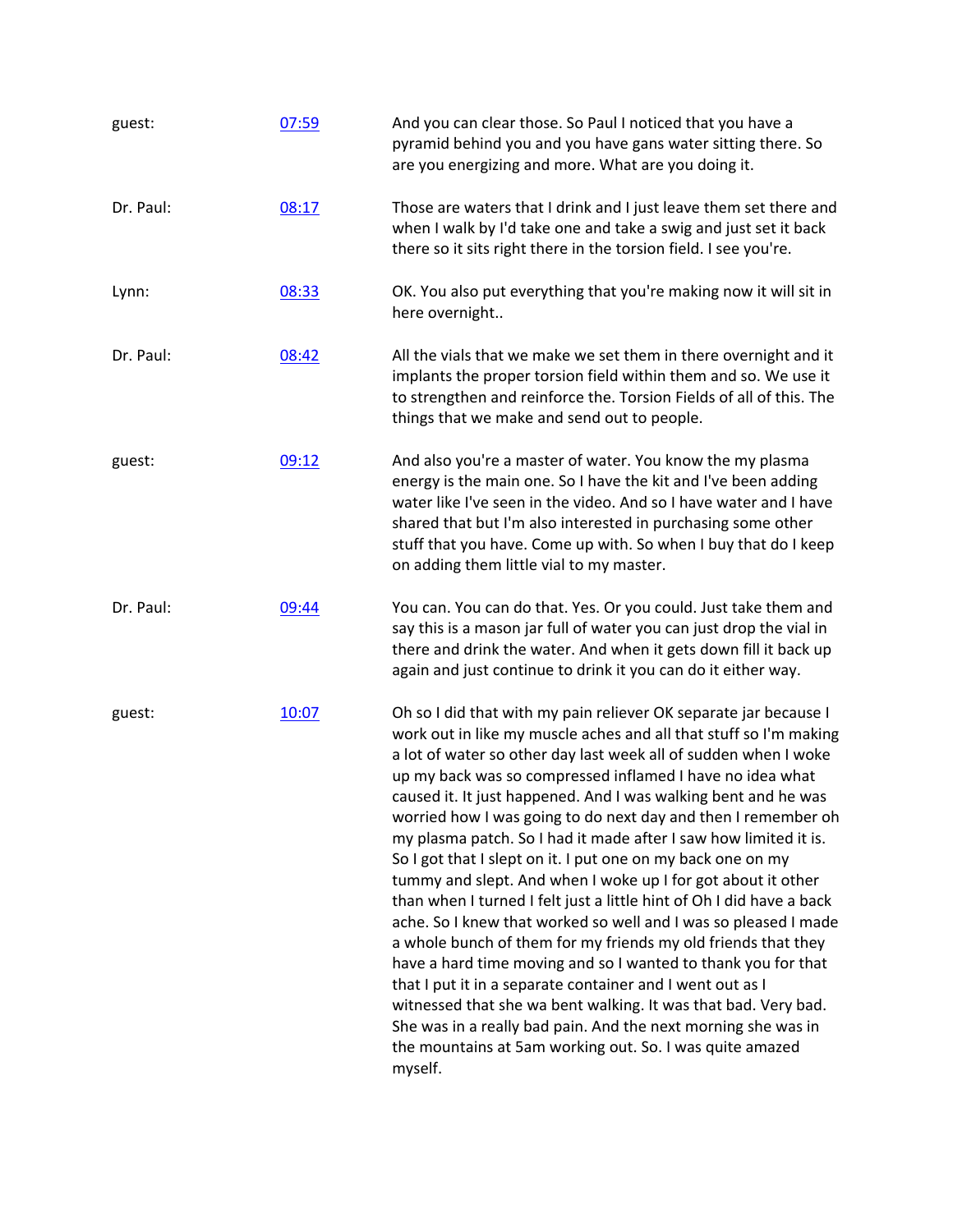| | | |
|---|---|---|
| guest: | [07:59]() | And you can clear those. So Paul I noticed that you have a pyramid behind you and you have gans water sitting there. So are you energizing and more. What are you doing it. |
| Dr. Paul: | [08:17]() | Those are waters that I drink and I just leave them set there and when I walk by I'd take one and take a swig and just set it back there so it sits right there in the torsion field. I see you're. |
| Lynn: | [08:33]() | OK. You also put everything that you're making now it will sit in here overnight.. |
| Dr. Paul: | [08:42]() | All the vials that we make we set them in there overnight and it implants the proper torsion field within them and so. We use it to strengthen and reinforce the. Torsion Fields of all of this. The things that we make and send out to people. |
| guest: | [09:12]() | And also you're a master of water. You know the my plasma energy is the main one. So I have the kit and I've been adding water like I've seen in the video. And so I have water and I have shared that but I'm also interested in purchasing some other stuff that you have. Come up with. So when I buy that do I keep on adding them little vial to my master. |
| Dr. Paul: | [09:44]() | You can. You can do that. Yes. Or you could. Just take them and say this is a mason jar full of water you can just drop the vial in there and drink the water. And when it gets down fill it back up again and just continue to drink it you can do it either way. |
| guest: | [10:07]() | Oh so I did that with my pain reliever OK separate jar because I work out in like my muscle aches and all that stuff so I'm making a lot of water so other day last week all of sudden when I woke up my back was so compressed inflamed I have no idea what caused it. It just happened. And I was walking bent and he was worried how I was going to do next day and then I remember oh my plasma patch. So I had it made after I saw how limited it is. So I got that I slept on it. I put one on my back one on my tummy and slept. And when I woke up I for got about it other than when I turned I felt just a little hint of Oh I did have a back ache. So I knew that worked so well and I was so pleased I made a whole bunch of them for my friends my old friends that they have a hard time moving and so I wanted to thank you for that that I put it in a separate container and I went out as I witnessed that she wa bent walking. It was that bad. Very bad. She was in a really bad pain. And the next morning she was in the mountains at 5am working out. So. I was quite amazed myself. |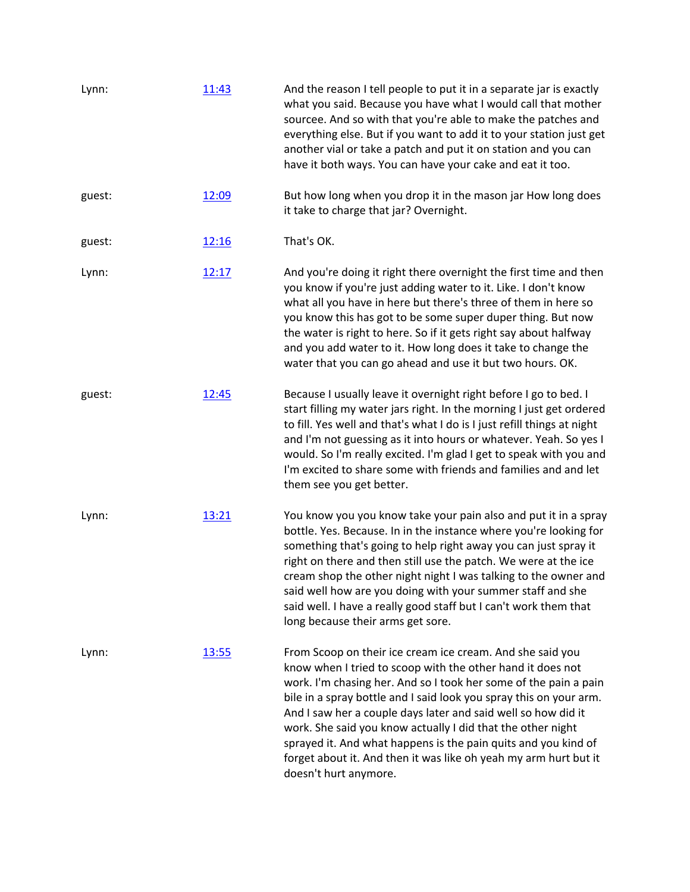| | | |
|---|---|---|
| Lynn: | [11:43]() | And the reason I tell people to put it in a separate jar is exactly what you said. Because you have what I would call that mother sourcee. And so with that you're able to make the patches and everything else. But if you want to add it to your station just get another vial or take a patch and put it on station and you can have it both ways. You can have your cake and eat it too. |
| guest: | [12:09]() | But how long when you drop it in the mason jar How long does it take to charge that jar? Overnight. |
| guest: | [12:16]() | That's OK. |
| Lynn: | [12:17]() | And you're doing it right there overnight the first time and then you know if you're just adding water to it. Like. I don't know what all you have in here but there's three of them in here so you know this has got to be some super duper thing. But now the water is right to here. So if it gets right say about halfway and you add water to it. How long does it take to change the water that you can go ahead and use it but two hours. OK. |
| guest: | [12:45]() | Because I usually leave it overnight right before I go to bed. I start filling my water jars right. In the morning I just get ordered to fill. Yes well and that's what I do is I just refill things at night and I'm not guessing as it into hours or whatever. Yeah. So yes I would. So I'm really excited. I'm glad I get to speak with you and I'm excited to share some with friends and families and and let them see you get better. |
| Lynn: | [13:21]() | You know you you know take your pain also and put it in a spray bottle. Yes. Because. In in the instance where you're looking for something that's going to help right away you can just spray it right on there and then still use the patch. We were at the ice cream shop the other night night I was talking to the owner and said well how are you doing with your summer staff and she said well. I have a really good staff but I can't work them that long because their arms get sore. |
| Lynn: | [13:55]() | From Scoop on their ice cream ice cream. And she said you know when I tried to scoop with the other hand it does not work. I'm chasing her. And so I took her some of the pain a pain bile in a spray bottle and I said look you spray this on your arm. And I saw her a couple days later and said well so how did it work. She said you know actually I did that the other night sprayed it. And what happens is the pain quits and you kind of forget about it. And then it was like oh yeah my arm hurt but it doesn't hurt anymore. |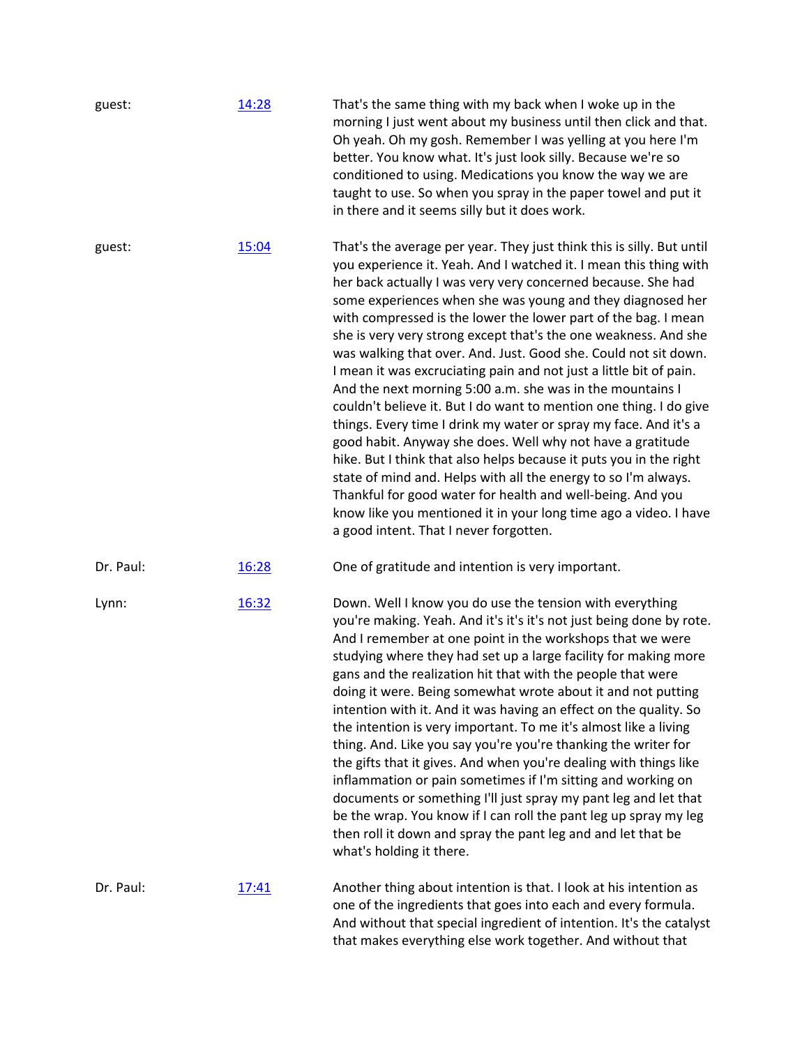guest: [14:28] That's the same thing with my back when I woke up in the morning I just went about my business until then click and that. Oh yeah. Oh my gosh. Remember I was yelling at you here I'm better. You know what. It's just look silly. Because we're so conditioned to using. Medications you know the way we are taught to use. So when you spray in the paper towel and put it in there and it seems silly but it does work.

guest: [15:04] That's the average per year. They just think this is silly. But until you experience it. Yeah. And I watched it. I mean this thing with her back actually I was very very concerned because. She had some experiences when she was young and they diagnosed her with compressed is the lower the lower part of the bag. I mean she is very very strong except that's the one weakness. And she was walking that over. And. Just. Good she. Could not sit down. I mean it was excruciating pain and not just a little bit of pain. And the next morning 5:00 a.m. she was in the mountains I couldn't believe it. But I do want to mention one thing. I do give things. Every time I drink my water or spray my face. And it's a good habit. Anyway she does. Well why not have a gratitude hike. But I think that also helps because it puts you in the right state of mind and. Helps with all the energy to so I'm always. Thankful for good water for health and well-being. And you know like you mentioned it in your long time ago a video. I have a good intent. That I never forgotten.

Dr. Paul: [16:28] One of gratitude and intention is very important.

Lynn: [16:32] Down. Well I know you do use the tension with everything you're making. Yeah. And it's it's it's not just being done by rote. And I remember at one point in the workshops that we were studying where they had set up a large facility for making more gans and the realization hit that with the people that were doing it were. Being somewhat wrote about it and not putting intention with it. And it was having an effect on the quality. So the intention is very important. To me it's almost like a living thing. And. Like you say you're you're thanking the writer for the gifts that it gives. And when you're dealing with things like inflammation or pain sometimes if I'm sitting and working on documents or something I'll just spray my pant leg and let that be the wrap. You know if I can roll the pant leg up spray my leg then roll it down and spray the pant leg and and let that be what's holding it there.

Dr. Paul: [17:41] Another thing about intention is that. I look at his intention as one of the ingredients that goes into each and every formula. And without that special ingredient of intention. It's the catalyst that makes everything else work together. And without that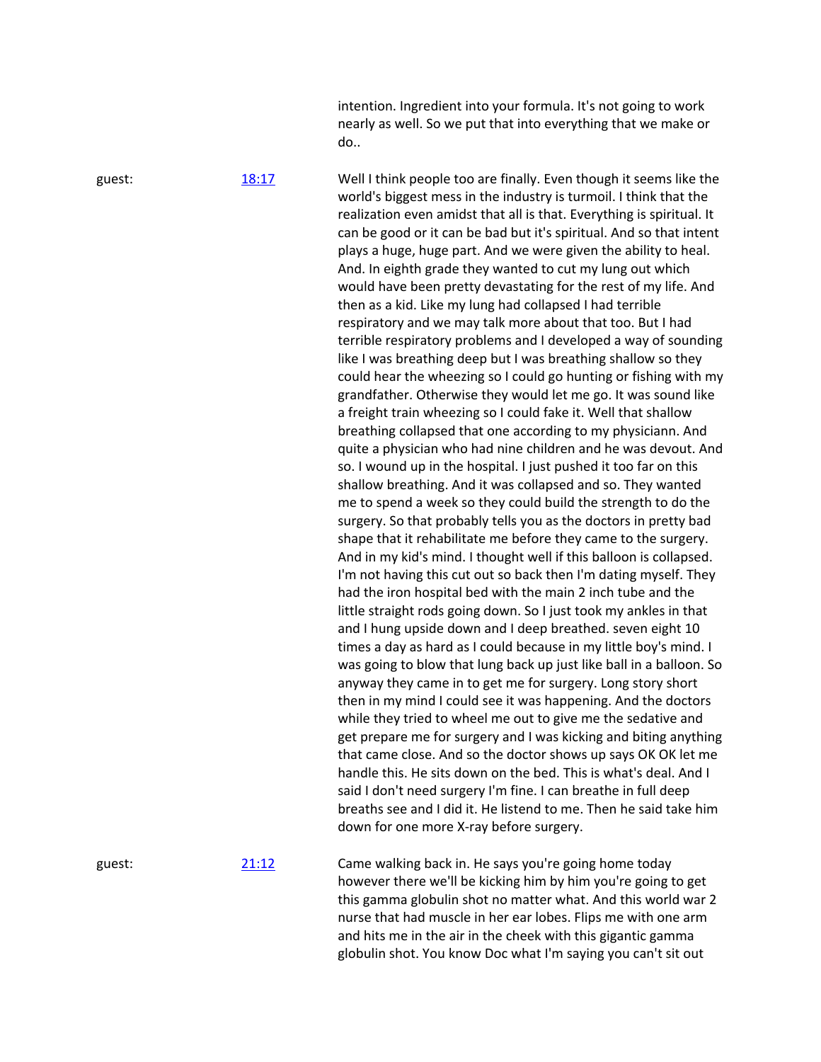intention. Ingredient into your formula. It's not going to work nearly as well. So we put that into everything that we make or do..

guest: [18:17]

Well I think people too are finally. Even though it seems like the world's biggest mess in the industry is turmoil. I think that the realization even amidst that all is that. Everything is spiritual. It can be good or it can be bad but it's spiritual. And so that intent plays a huge, huge part. And we were given the ability to heal. And. In eighth grade they wanted to cut my lung out which would have been pretty devastating for the rest of my life. And then as a kid. Like my lung had collapsed I had terrible respiratory and we may talk more about that too. But I had terrible respiratory problems and I developed a way of sounding like I was breathing deep but I was breathing shallow so they could hear the wheezing so I could go hunting or fishing with my grandfather. Otherwise they would let me go. It was sound like a freight train wheezing so I could fake it. Well that shallow breathing collapsed that one according to my physiciann. And quite a physician who had nine children and he was devout. And so. I wound up in the hospital. I just pushed it too far on this shallow breathing. And it was collapsed and so. They wanted me to spend a week so they could build the strength to do the surgery. So that probably tells you as the doctors in pretty bad shape that it rehabilitate me before they came to the surgery. And in my kid's mind. I thought well if this balloon is collapsed. I'm not having this cut out so back then I'm dating myself. They had the iron hospital bed with the main 2 inch tube and the little straight rods going down. So I just took my ankles in that and I hung upside down and I deep breathed. seven eight 10 times a day as hard as I could because in my little boy's mind. I was going to blow that lung back up just like ball in a balloon. So anyway they came in to get me for surgery. Long story short then in my mind I could see it was happening. And the doctors while they tried to wheel me out to give me the sedative and get prepare me for surgery and I was kicking and biting anything that came close. And so the doctor shows up says OK OK let me handle this. He sits down on the bed. This is what's deal. And I said I don't need surgery I'm fine. I can breathe in full deep breaths see and I did it. He listend to me. Then he said take him down for one more X-ray before surgery.

guest: [21:12]

Came walking back in. He says you're going home today however there we'll be kicking him by him you're going to get this gamma globulin shot no matter what. And this world war 2 nurse that had muscle in her ear lobes. Flips me with one arm and hits me in the air in the cheek with this gigantic gamma globulin shot. You know Doc what I'm saying you can't sit out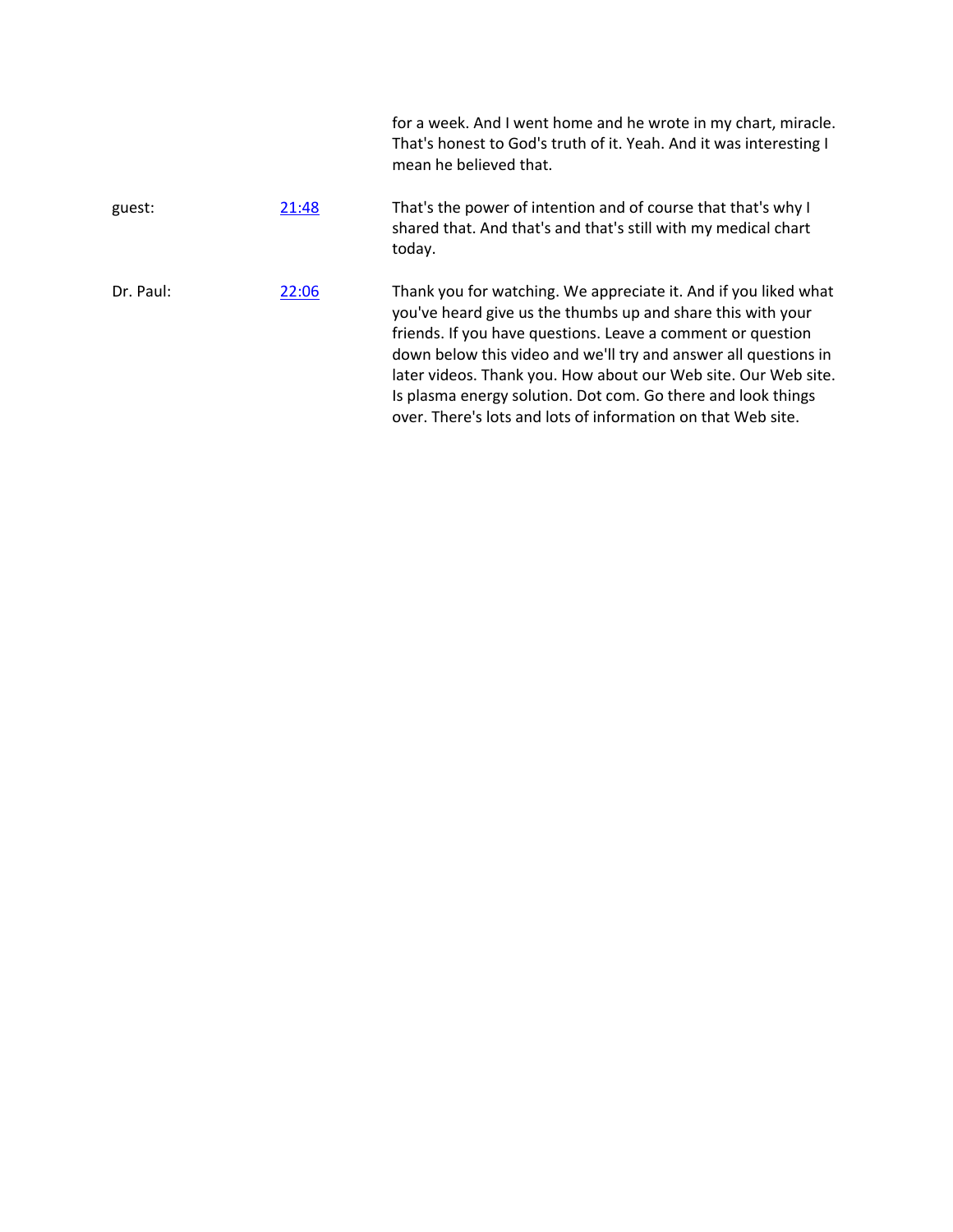| | | |
|---|---|---|
| | | for a week. And I went home and he wrote in my chart, miracle. That's honest to God's truth of it. Yeah. And it was interesting I mean he believed that. |
| guest: | [21:48]() | That's the power of intention and of course that that's why I shared that. And that's and that's still with my medical chart today. |
| Dr. Paul: | [22:06]() | Thank you for watching. We appreciate it. And if you liked what you've heard give us the thumbs up and share this with your friends. If you have questions. Leave a comment or question down below this video and we'll try and answer all questions in later videos. Thank you. How about our Web site. Our Web site. Is plasma energy solution. Dot com. Go there and look things over. There's lots and lots of information on that Web site. |